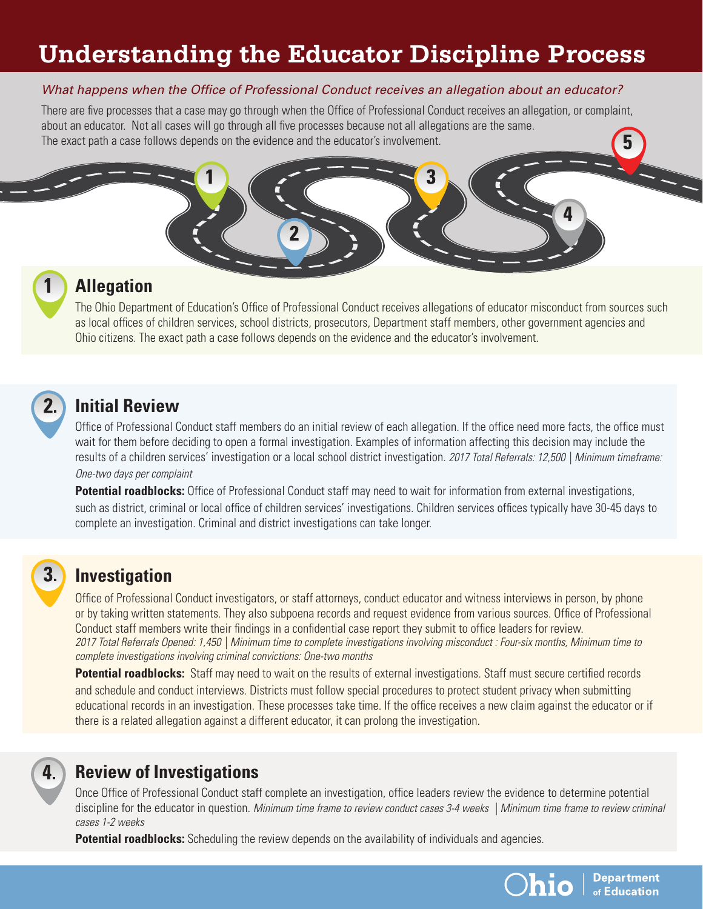# Understanding the Educator Discipline Process

*What happens when the Office of Professional Conduct receives an allegation about an educator?*

There are five processes that a case may go through when the Office of Professional Conduct receives an allegation, or complaint, about an educator. Not all cases will go through all five processes because not all allegations are the same. The exact path a case follows depends on the evidence and the educator's involvement.

1

2

3

4

5

## 1 Allegation

The Ohio Department of Education's Office of Professional Conduct receives allegations of educator misconduct from sources such as local offices of children services, school districts, prosecutors, Department staff members, other government agencies and Ohio citizens. The exact path a case follows depends on the evidence and the educator's involvement.

## 2. Initial Review

Office of Professional Conduct staff members do an initial review of each allegation. If the office need more facts, the office must wait for them before deciding to open a formal investigation. Examples of information affecting this decision may include the results of a children services' investigation or a local school district investigation. *2017 Total Referrals: 12,500 | Minimum timeframe: One-two days per complaint*

**Potential roadblocks:** Office of Professional Conduct staff may need to wait for information from external investigations, such as district, criminal or local office of children services' investigations. Children services offices typically have 30-45 days to complete an investigation. Criminal and district investigations can take longer.

## 3. Investigation

Office of Professional Conduct investigators, or staff attorneys, conduct educator and witness interviews in person, by phone or by taking written statements. They also subpoena records and request evidence from various sources. Office of Professional Conduct staff members write their findings in a confidential case report they submit to office leaders for review.
*2017 Total Referrals Opened: 1,450 | Minimum time to complete investigations involving misconduct : Four-six months, Minimum time to complete investigations involving criminal convictions: One-two months*

**Potential roadblocks:** Staff may need to wait on the results of external investigations. Staff must secure certified records and schedule and conduct interviews. Districts must follow special procedures to protect student privacy when submitting educational records in an investigation. These processes take time. If the office receives a new claim against the educator or if there is a related allegation against a different educator, it can prolong the investigation.

## 4. Review of Investigations

Once Office of Professional Conduct staff complete an investigation, office leaders review the evidence to determine potential discipline for the educator in question. *Minimum time frame to review conduct cases 3-4 weeks | Minimum time frame to review criminal cases 1-2 weeks*

**Potential roadblocks:** Scheduling the review depends on the availability of individuals and agencies.

Ohio | Department of Education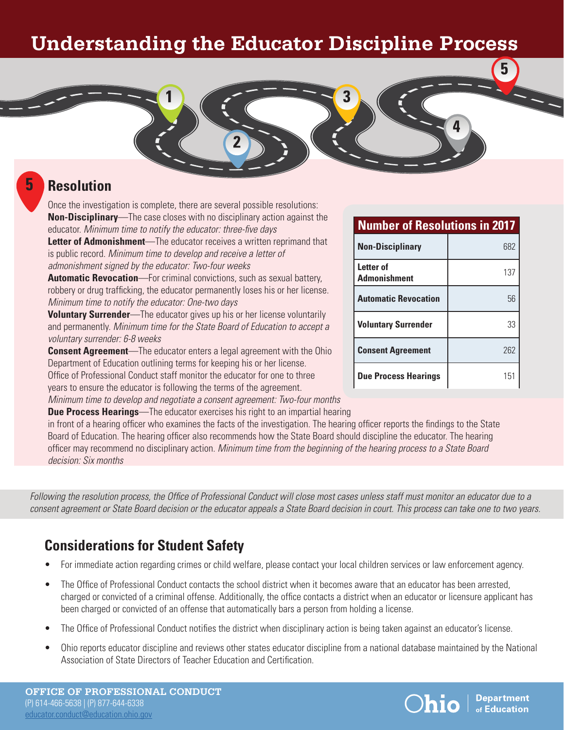# Understanding the Educator Discipline Process

## 5 Resolution

Once the investigation is complete, there are several possible resolutions:

**Non-Disciplinary**—The case closes with no disciplinary action against the educator. *Minimum time to notify the educator: three-five days*

**Letter of Admonishment**—The educator receives a written reprimand that is public record. *Minimum time to develop and receive a letter of admonishment signed by the educator: Two-four weeks*

**Automatic Revocation**—For criminal convictions, such as sexual battery, robbery or drug trafficking, the educator permanently loses his or her license. *Minimum time to notify the educator: One-two days*

**Voluntary Surrender**—The educator gives up his or her license voluntarily and permanently. *Minimum time for the State Board of Education to accept a voluntary surrender: 6-8 weeks*

**Consent Agreement**—The educator enters a legal agreement with the Ohio Department of Education outlining terms for keeping his or her license. Office of Professional Conduct staff monitor the educator for one to three years to ensure the educator is following the terms of the agreement. *Minimum time to develop and negotiate a consent agreement: Two-four months*

**Due Process Hearings**—The educator exercises his right to an impartial hearing in front of a hearing officer who examines the facts of the investigation. The hearing officer reports the findings to the State Board of Education. The hearing officer also recommends how the State Board should discipline the educator. The hearing officer may recommend no disciplinary action. *Minimum time from the beginning of the hearing process to a State Board decision: Six months*

| Number of Resolutions in 2017 | |
|---|---|
| **Non-Disciplinary** | 682 |
| **Letter of Admonishment** | 137 |
| **Automatic Revocation** | 56 |
| **Voluntary Surrender** | 33 |
| **Consent Agreement** | 262 |
| **Due Process Hearings** | 151 |

*Following the resolution process, the Office of Professional Conduct will close most cases unless staff must monitor an educator due to a consent agreement or State Board decision or the educator appeals a State Board decision in court. This process can take one to two years.*

## Considerations for Student Safety

- For immediate action regarding crimes or child welfare, please contact your local children services or law enforcement agency.
- The Office of Professional Conduct contacts the school district when it becomes aware that an educator has been arrested, charged or convicted of a criminal offense. Additionally, the office contacts a district when an educator or licensure applicant has been charged or convicted of an offense that automatically bars a person from holding a license.
- The Office of Professional Conduct notifies the district when disciplinary action is being taken against an educator's license.
- Ohio reports educator discipline and reviews other states educator discipline from a national database maintained by the National Association of State Directors of Teacher Education and Certification.

**OFFICE OF PROFESSIONAL CONDUCT**
(P) 614-466-5638 | (P) 877-644-6338
educator.conduct@education.ohio.gov

Ohio | Department of Education